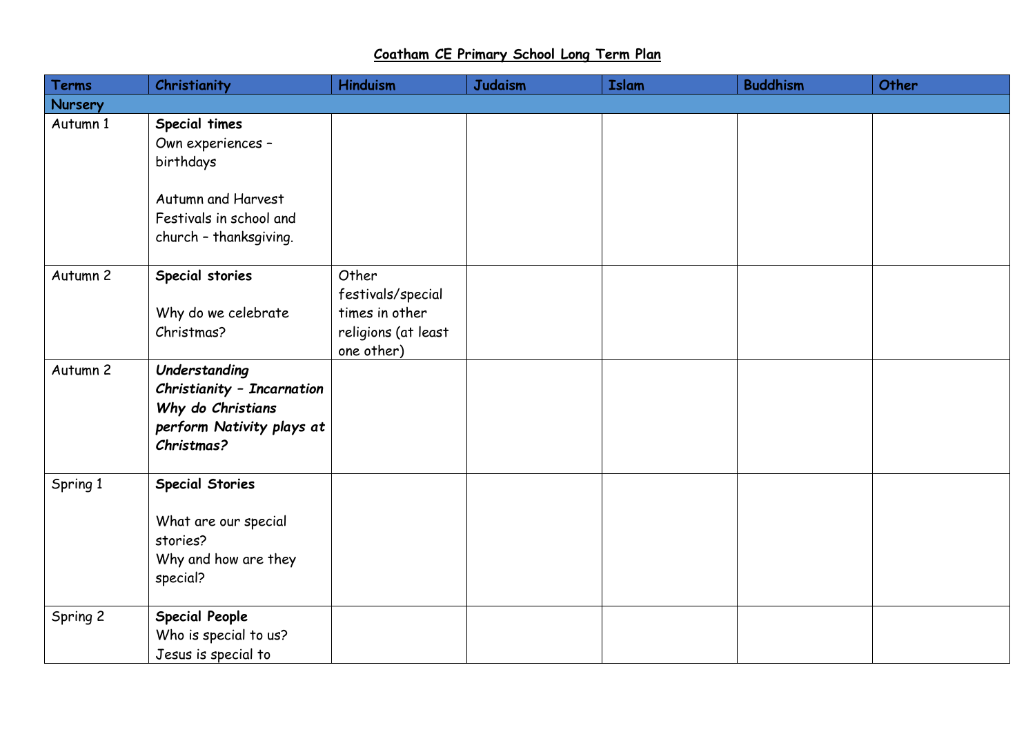# Coatham CE Primary School Long Term Plan

| Terms | Christianity | Hinduism | Judaism | Islam | Buddhism | Other |
|---|---|---|---|---|---|---|
| **Nursery** | | | | | | |
| Autumn 1 | **Special times**<br>Own experiences – birthdays<br><br>Autumn and Harvest Festivals in school and church – thanksgiving. | | | | | |
| Autumn 2 | **Special stories**<br><br>Why do we celebrate Christmas? | Other festivals/special times in other religions (at least one other) | | | | |
| Autumn 2 | ***Understanding Christianity – Incarnation Why do Christians perform Nativity plays at Christmas?*** | | | | | |
| Spring 1 | **Special Stories**<br><br>What are our special stories?<br>Why and how are they special? | | | | | |
| Spring 2 | **Special People**<br>Who is special to us?<br>Jesus is special to | | | | | |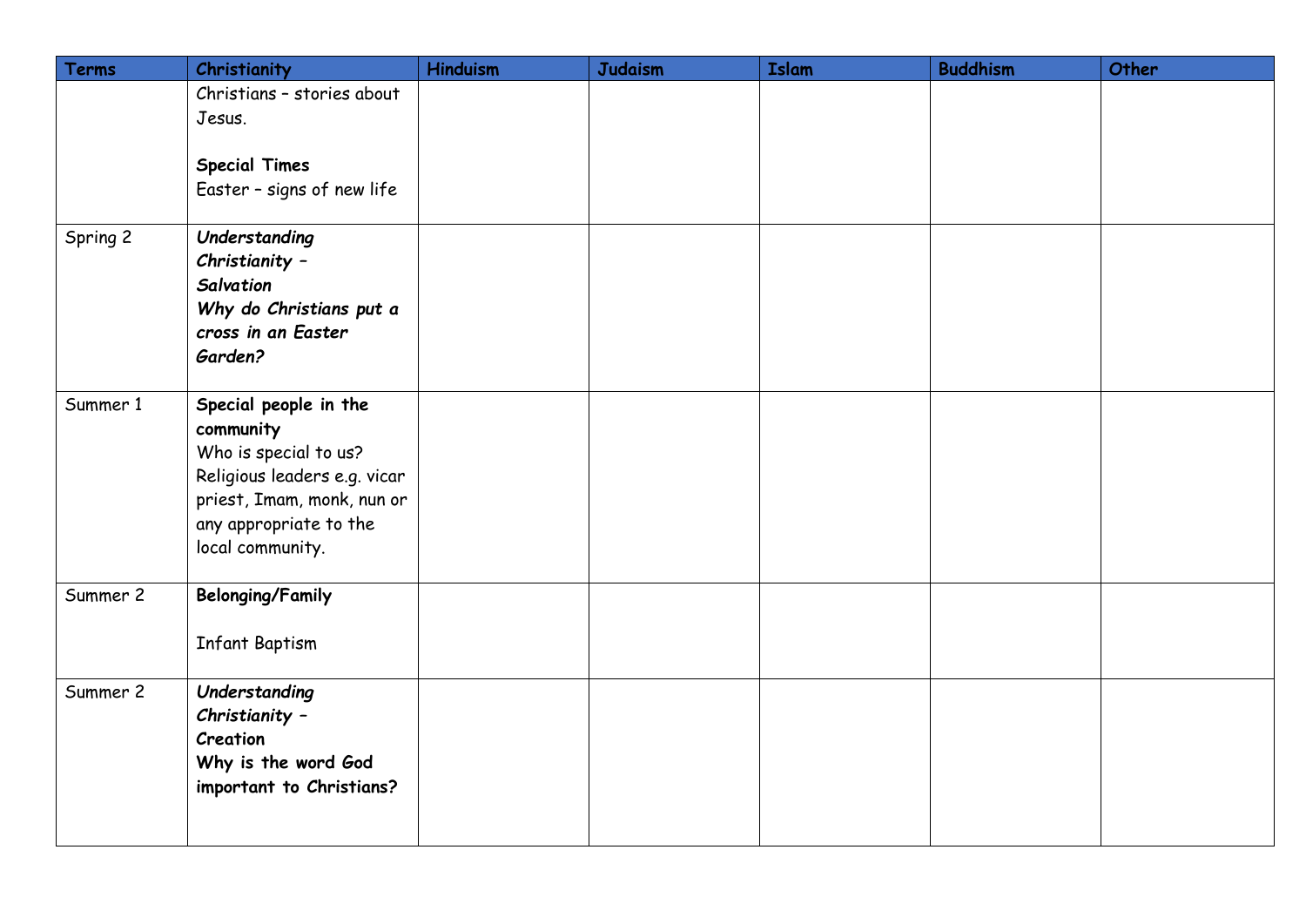| Terms | Christianity | Hinduism | Judaism | Islam | Buddhism | Other |
|---|---|---|---|---|---|---|
| | Christians – stories about Jesus.<br><br>**Special Times**<br>Easter – signs of new life | | | | | |
| Spring 2 | ***Understanding Christianity – Salvation***<br>***Why do Christians put a cross in an Easter Garden?*** | | | | | |
| Summer 1 | **Special people in the community**<br>Who is special to us?<br>Religious leaders e.g. vicar priest, Imam, monk, nun or any appropriate to the local community. | | | | | |
| Summer 2 | **Belonging/Family**<br><br>Infant Baptism | | | | | |
| Summer 2 | ***Understanding Christianity –*** **Creation**<br>**Why is the word God important to Christians?** | | | | | |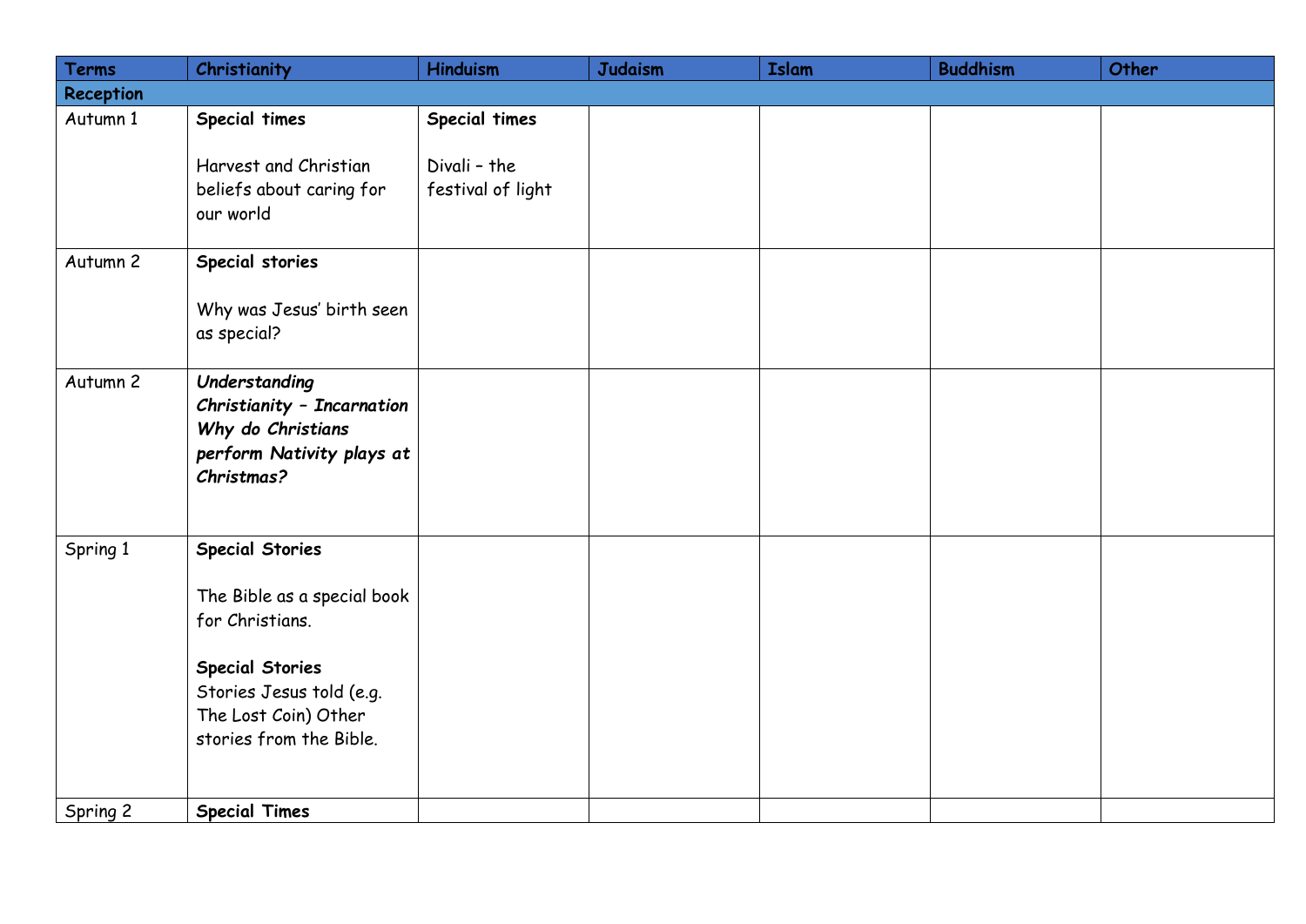| Terms | Christianity | Hinduism | Judaism | Islam | Buddhism | Other |
|---|---|---|---|---|---|---|
| **Reception** | | | | | | |
| Autumn 1 | **Special times**<br><br>Harvest and Christian beliefs about caring for our world | **Special times**<br><br>Divali – the festival of light | | | | |
| Autumn 2 | **Special stories**<br><br>Why was Jesus' birth seen as special? | | | | | |
| Autumn 2 | ***Understanding Christianity – Incarnation Why do Christians perform Nativity plays at Christmas?*** | | | | | |
| Spring 1 | **Special Stories**<br><br>The Bible as a special book for Christians.<br><br>**Special Stories**<br>Stories Jesus told (e.g. The Lost Coin) Other stories from the Bible. | | | | | |
| Spring 2 | **Special Times** | | | | | |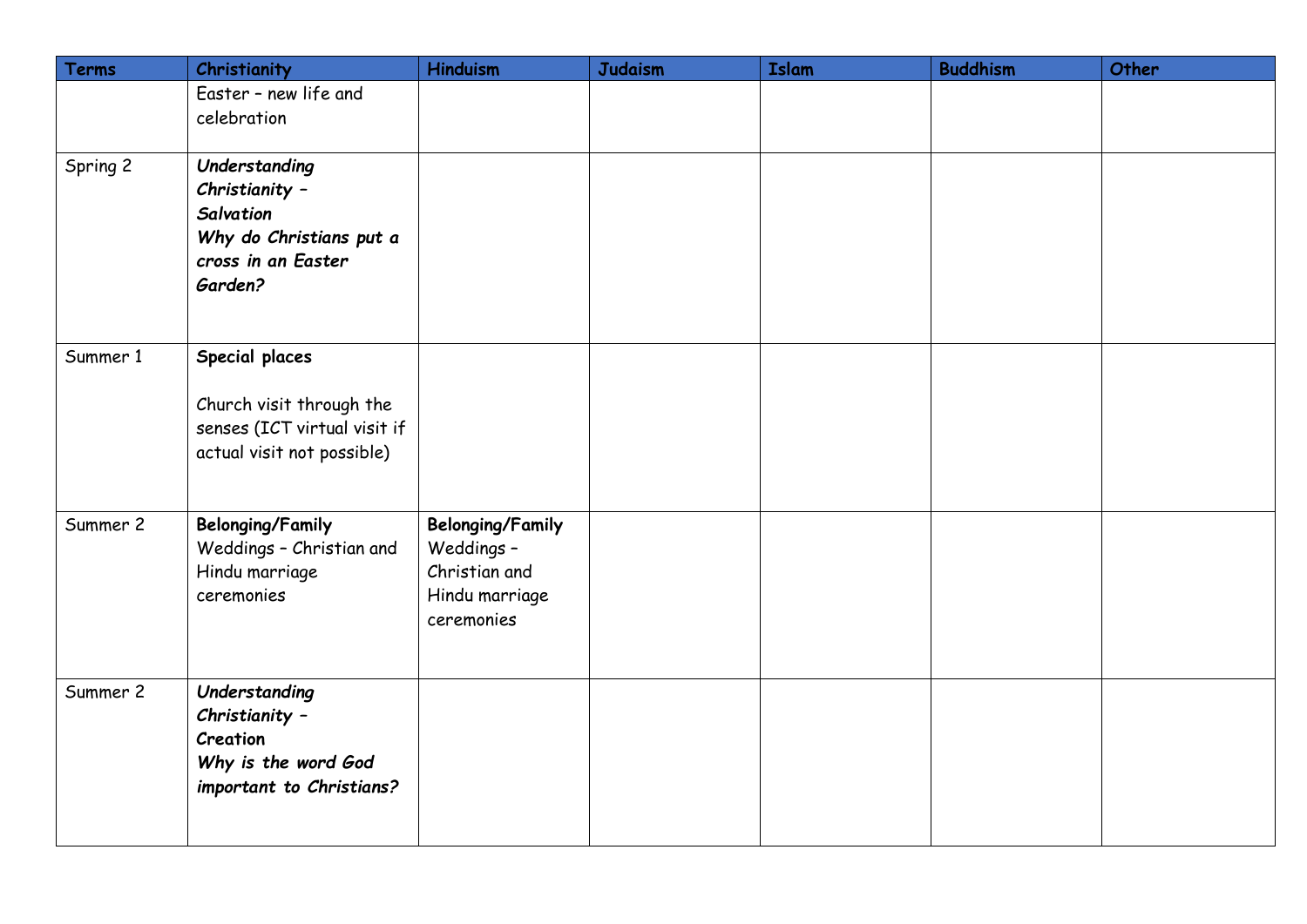| Terms | Christianity | Hinduism | Judaism | Islam | Buddhism | Other |
|---|---|---|---|---|---|---|
| | Easter – new life and celebration | | | | | |
| Spring 2 | ***Understanding Christianity – Salvation*** ***Why do Christians put a cross in an Easter Garden?*** | | | | | |
| Summer 1 | **Special places** Church visit through the senses (ICT virtual visit if actual visit not possible) | | | | | |
| Summer 2 | **Belonging/Family** Weddings – Christian and Hindu marriage ceremonies | **Belonging/Family** Weddings – Christian and Hindu marriage ceremonies | | | | |
| Summer 2 | ***Understanding Christianity – Creation*** ***Why is the word God important to Christians?*** | | | | | |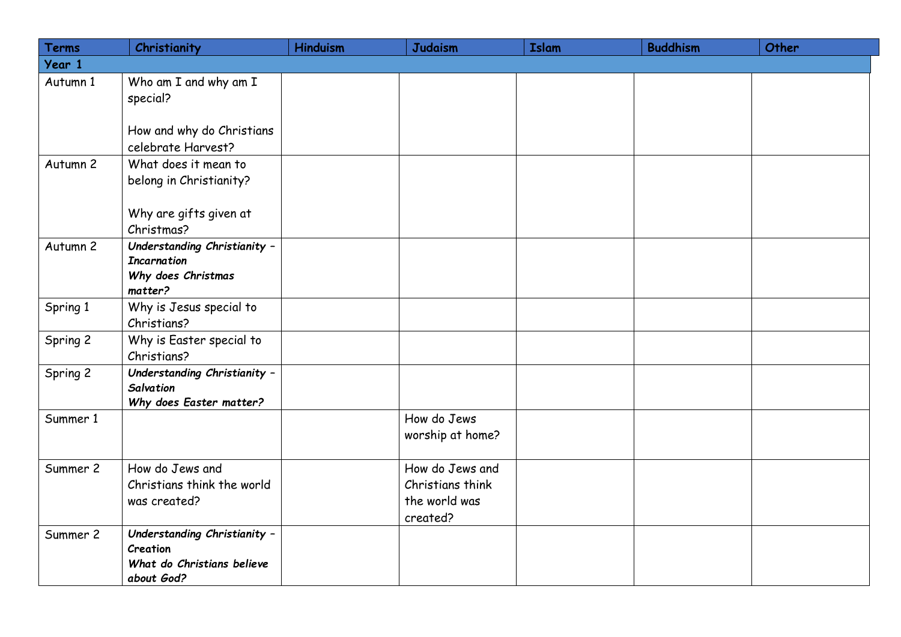| Terms | Christianity | Hinduism | Judaism | Islam | Buddhism | Other |
|---|---|---|---|---|---|---|
| **Year 1** | | | | | | |
| Autumn 1 | Who am I and why am I special?<br><br>How and why do Christians celebrate Harvest? | | | | | |
| Autumn 2 | What does it mean to belong in Christianity?<br><br>Why are gifts given at Christmas? | | | | | |
| Autumn 2 | ***Understanding Christianity – Incarnation***<br>***Why does Christmas matter?*** | | | | | |
| Spring 1 | Why is Jesus special to Christians? | | | | | |
| Spring 2 | Why is Easter special to Christians? | | | | | |
| Spring 2 | ***Understanding Christianity – Salvation***<br>***Why does Easter matter?*** | | | | | |
| Summer 1 | | | How do Jews worship at home? | | | |
| Summer 2 | How do Jews and Christians think the world was created? | | How do Jews and Christians think the world was created? | | | |
| Summer 2 | ***Understanding Christianity – Creation***<br>***What do Christians believe about God?*** | | | | | |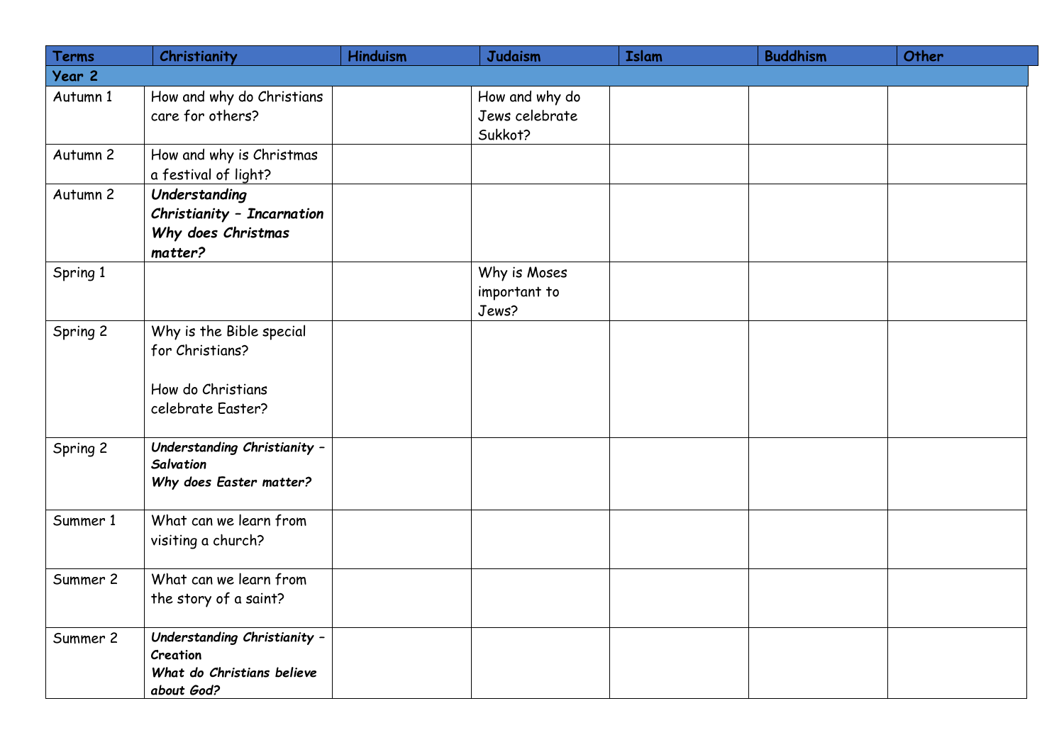| Terms | Christianity | Hinduism | Judaism | Islam | Buddhism | Other |
|---|---|---|---|---|---|---|
| **Year 2** | | | | | | |
| Autumn 1 | How and why do Christians care for others? | | How and why do Jews celebrate Sukkot? | | | |
| Autumn 2 | How and why is Christmas a festival of light? | | | | | |
| Autumn 2 | ***Understanding Christianity – Incarnation Why does Christmas matter?*** | | | | | |
| Spring 1 | | | Why is Moses important to Jews? | | | |
| Spring 2 | Why is the Bible special for Christians?<br><br>How do Christians celebrate Easter? | | | | | |
| Spring 2 | ***Understanding Christianity – Salvation Why does Easter matter?*** | | | | | |
| Summer 1 | What can we learn from visiting a church? | | | | | |
| Summer 2 | What can we learn from the story of a saint? | | | | | |
| Summer 2 | ***Understanding Christianity – Creation What do Christians believe about God?*** | | | | | |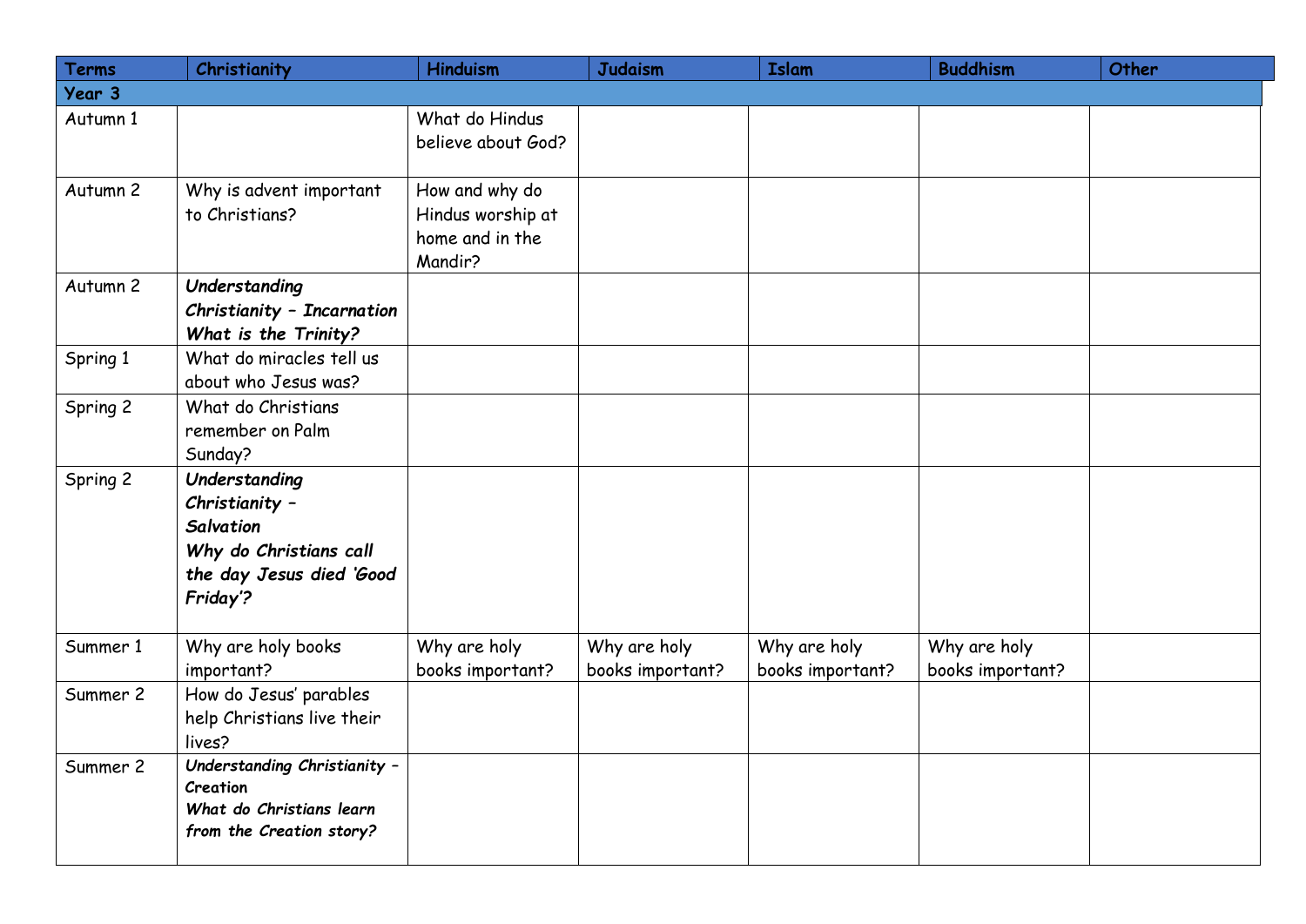| Terms | Christianity | Hinduism | Judaism | Islam | Buddhism | Other |
|---|---|---|---|---|---|---|
| **Year 3** | | | | | | |
| Autumn 1 | | What do Hindus believe about God? | | | | |
| Autumn 2 | Why is advent important to Christians? | How and why do Hindus worship at home and in the Mandir? | | | | |
| Autumn 2 | ***Understanding Christianity – Incarnation What is the Trinity?*** | | | | | |
| Spring 1 | What do miracles tell us about who Jesus was? | | | | | |
| Spring 2 | What do Christians remember on Palm Sunday? | | | | | |
| Spring 2 | ***Understanding Christianity – Salvation Why do Christians call the day Jesus died 'Good Friday'?*** | | | | | |
| Summer 1 | Why are holy books important? | Why are holy books important? | Why are holy books important? | Why are holy books important? | Why are holy books important? | |
| Summer 2 | How do Jesus' parables help Christians live their lives? | | | | | |
| Summer 2 | ***Understanding Christianity – Creation What do Christians learn from the Creation story?*** | | | | | |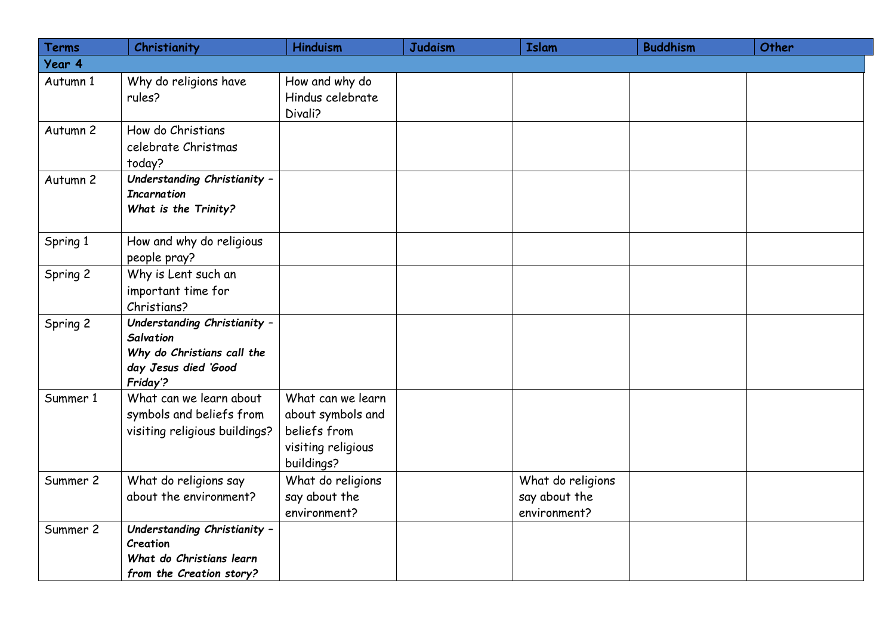| Terms | Christianity | Hinduism | Judaism | Islam | Buddhism | Other |
| --- | --- | --- | --- | --- | --- | --- |
| **Year 4** | | | | | | |
| Autumn 1 | Why do religions have rules? | How and why do Hindus celebrate Divali? | | | | |
| Autumn 2 | How do Christians celebrate Christmas today? | | | | | |
| Autumn 2 | ***Understanding Christianity – Incarnation*** ***What is the Trinity?*** | | | | | |
| Spring 1 | How and why do religious people pray? | | | | | |
| Spring 2 | Why is Lent such an important time for Christians? | | | | | |
| Spring 2 | ***Understanding Christianity – Salvation*** ***Why do Christians call the day Jesus died 'Good Friday'?*** | | | | | |
| Summer 1 | What can we learn about symbols and beliefs from visiting religious buildings? | What can we learn about symbols and beliefs from visiting religious buildings? | | | | |
| Summer 2 | What do religions say about the environment? | What do religions say about the environment? | | What do religions say about the environment? | | |
| Summer 2 | ***Understanding Christianity – Creation*** ***What do Christians learn from the Creation story?*** | | | | | |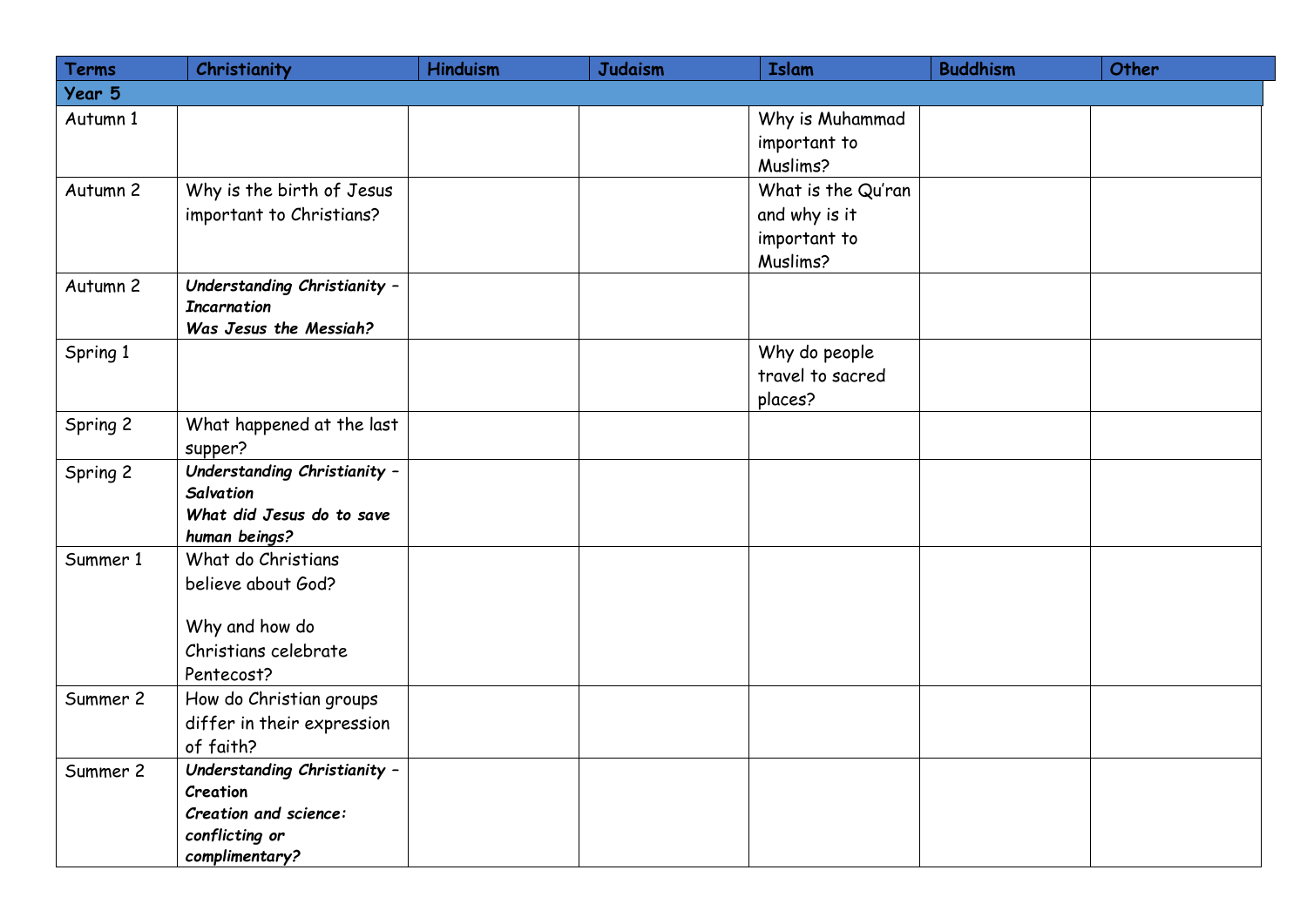| Terms | Christianity | Hinduism | Judaism | Islam | Buddhism | Other |
| --- | --- | --- | --- | --- | --- | --- |
| **Year 5** | | | | | | |
| Autumn 1 | | | | Why is Muhammad important to Muslims? | | |
| Autumn 2 | Why is the birth of Jesus important to Christians? | | | What is the Qu'ran and why is it important to Muslims? | | |
| Autumn 2 | ***Understanding Christianity – Incarnation*** ***Was Jesus the Messiah?*** | | | | | |
| Spring 1 | | | | Why do people travel to sacred places? | | |
| Spring 2 | What happened at the last supper? | | | | | |
| Spring 2 | ***Understanding Christianity – Salvation*** ***What did Jesus do to save human beings?*** | | | | | |
| Summer 1 | What do Christians believe about God? Why and how do Christians celebrate Pentecost? | | | | | |
| Summer 2 | How do Christian groups differ in their expression of faith? | | | | | |
| Summer 2 | ***Understanding Christianity – Creation*** ***Creation and science: conflicting or complimentary?*** | | | | | |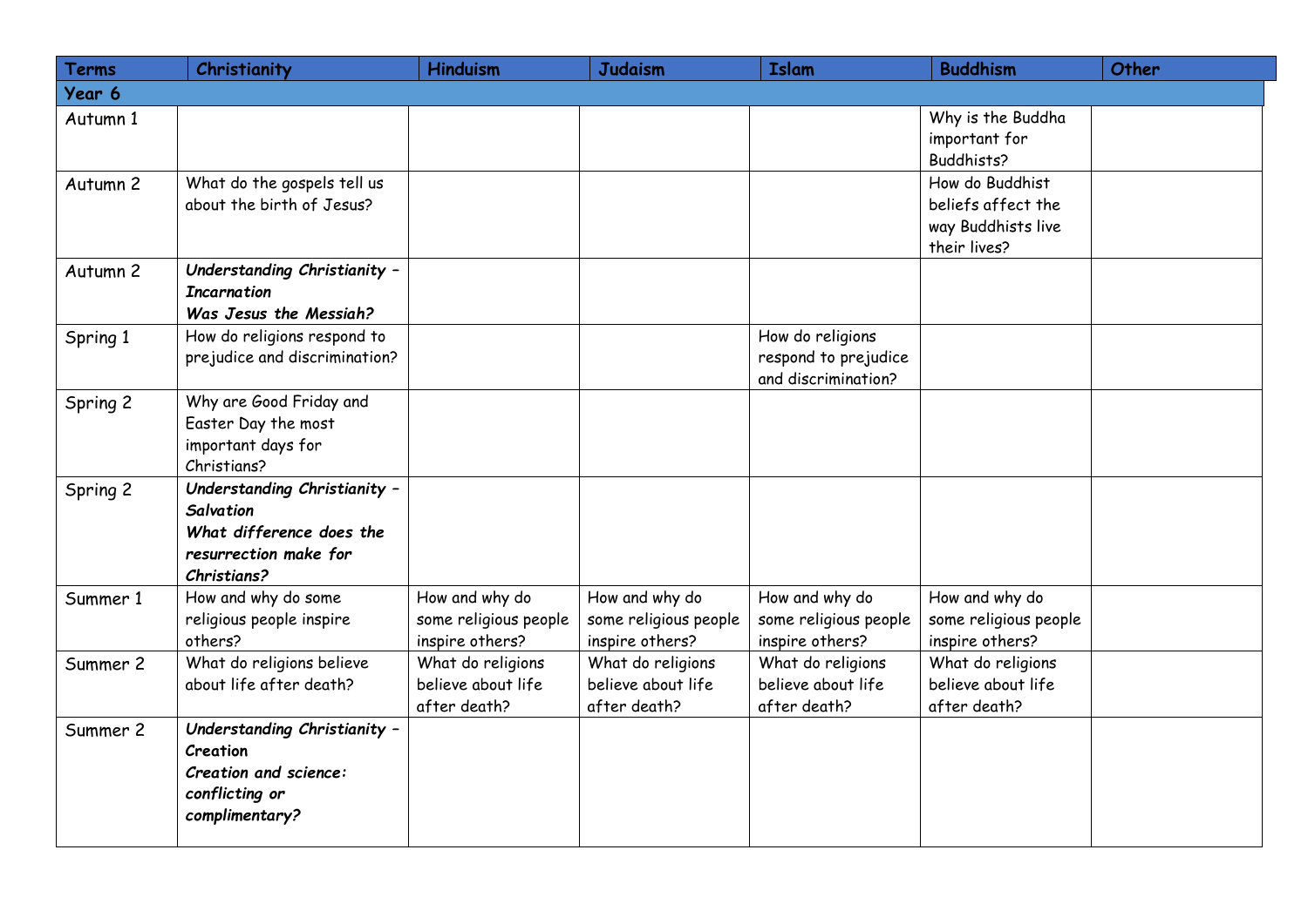| Terms | Christianity | Hinduism | Judaism | Islam | Buddhism | Other |
|---|---|---|---|---|---|---|
| **Year 6** | | | | | | |
| Autumn 1 | | | | | Why is the Buddha important for Buddhists? | |
| Autumn 2 | What do the gospels tell us about the birth of Jesus? | | | | How do Buddhist beliefs affect the way Buddhists live their lives? | |
| Autumn 2 | ***Understanding Christianity – Incarnation*** ***Was Jesus the Messiah?*** | | | | | |
| Spring 1 | How do religions respond to prejudice and discrimination? | | | How do religions respond to prejudice and discrimination? | | |
| Spring 2 | Why are Good Friday and Easter Day the most important days for Christians? | | | | | |
| Spring 2 | ***Understanding Christianity – Salvation*** ***What difference does the resurrection make for Christians?*** | | | | | |
| Summer 1 | How and why do some religious people inspire others? | How and why do some religious people inspire others? | How and why do some religious people inspire others? | How and why do some religious people inspire others? | How and why do some religious people inspire others? | |
| Summer 2 | What do religions believe about life after death? | What do religions believe about life after death? | What do religions believe about life after death? | What do religions believe about life after death? | What do religions believe about life after death? | |
| Summer 2 | ***Understanding Christianity – Creation*** ***Creation and science: conflicting or complimentary?*** | | | | | |